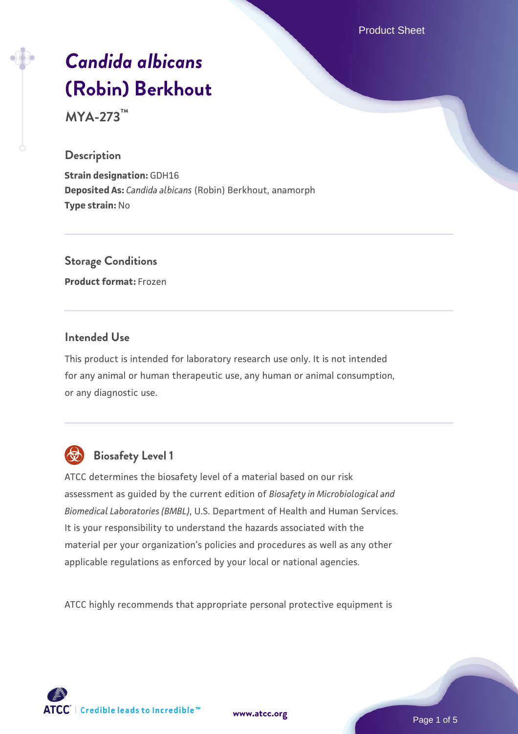# *Candida albicans* (Robin) Berkhout

**MYA-273™**

## Description

**Strain designation:** GDH16
**Deposited As:** *Candida albicans* (Robin) Berkhout, anamorph
**Type strain:** No

## Storage Conditions

**Product format:** Frozen

## Intended Use

This product is intended for laboratory research use only. It is not intended for any animal or human therapeutic use, any human or animal consumption, or any diagnostic use.

## Biosafety Level 1

ATCC determines the biosafety level of a material based on our risk assessment as guided by the current edition of *Biosafety in Microbiological and Biomedical Laboratories (BMBL)*, U.S. Department of Health and Human Services. It is your responsibility to understand the hazards associated with the material per your organization's policies and procedures as well as any other applicable regulations as enforced by your local or national agencies.

ATCC highly recommends that appropriate personal protective equipment is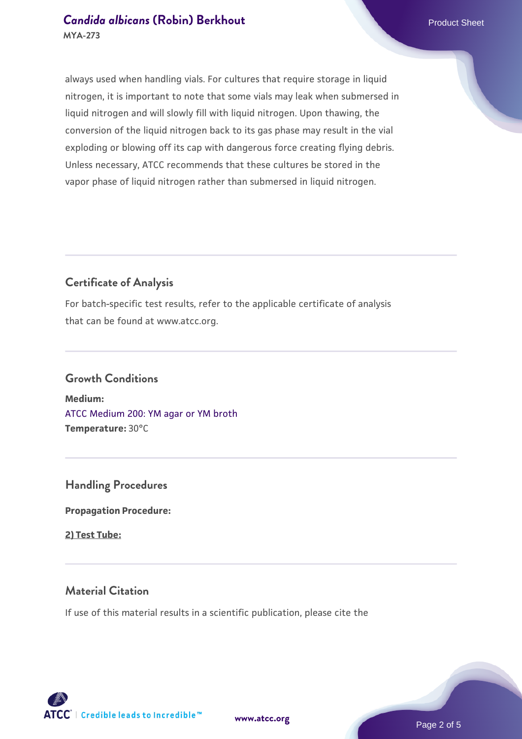always used when handling vials. For cultures that require storage in liquid nitrogen, it is important to note that some vials may leak when submersed in liquid nitrogen and will slowly fill with liquid nitrogen. Upon thawing, the conversion of the liquid nitrogen back to its gas phase may result in the vial exploding or blowing off its cap with dangerous force creating flying debris. Unless necessary, ATCC recommends that these cultures be stored in the vapor phase of liquid nitrogen rather than submersed in liquid nitrogen.

## Certificate of Analysis

For batch-specific test results, refer to the applicable certificate of analysis that can be found at www.atcc.org.

## Growth Conditions

**Medium:**
ATCC Medium 200: YM agar or YM broth
**Temperature:** 30°C

## Handling Procedures

**Propagation Procedure:**

**2) Test Tube:**

## Material Citation

If use of this material results in a scientific publication, please cite the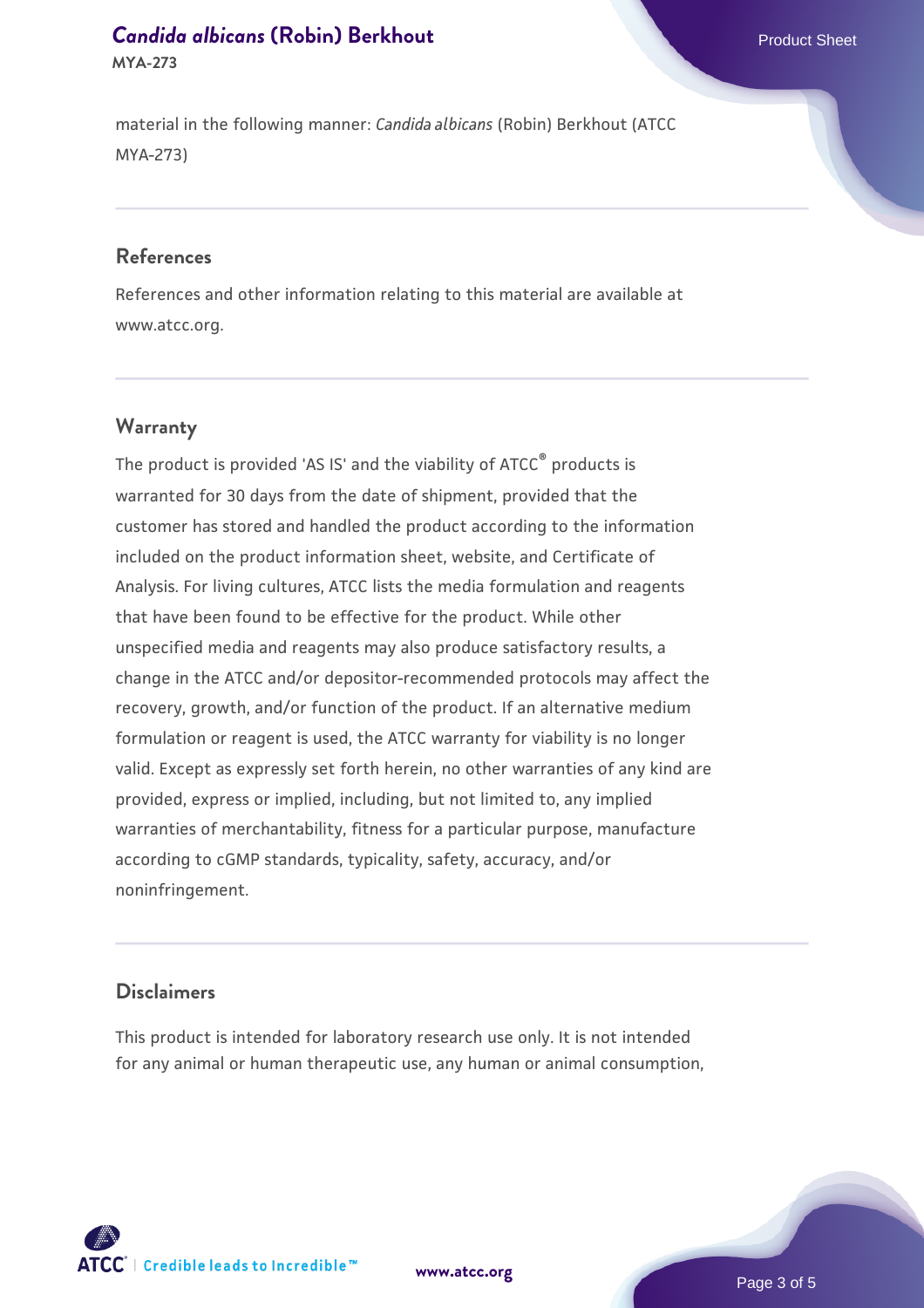material in the following manner: *Candida albicans* (Robin) Berkhout (ATCC MYA-273)

## References

References and other information relating to this material are available at www.atcc.org.

## Warranty

The product is provided 'AS IS' and the viability of ATCC® products is warranted for 30 days from the date of shipment, provided that the customer has stored and handled the product according to the information included on the product information sheet, website, and Certificate of Analysis. For living cultures, ATCC lists the media formulation and reagents that have been found to be effective for the product. While other unspecified media and reagents may also produce satisfactory results, a change in the ATCC and/or depositor-recommended protocols may affect the recovery, growth, and/or function of the product. If an alternative medium formulation or reagent is used, the ATCC warranty for viability is no longer valid. Except as expressly set forth herein, no other warranties of any kind are provided, express or implied, including, but not limited to, any implied warranties of merchantability, fitness for a particular purpose, manufacture according to cGMP standards, typicality, safety, accuracy, and/or noninfringement.

## Disclaimers

This product is intended for laboratory research use only. It is not intended for any animal or human therapeutic use, any human or animal consumption,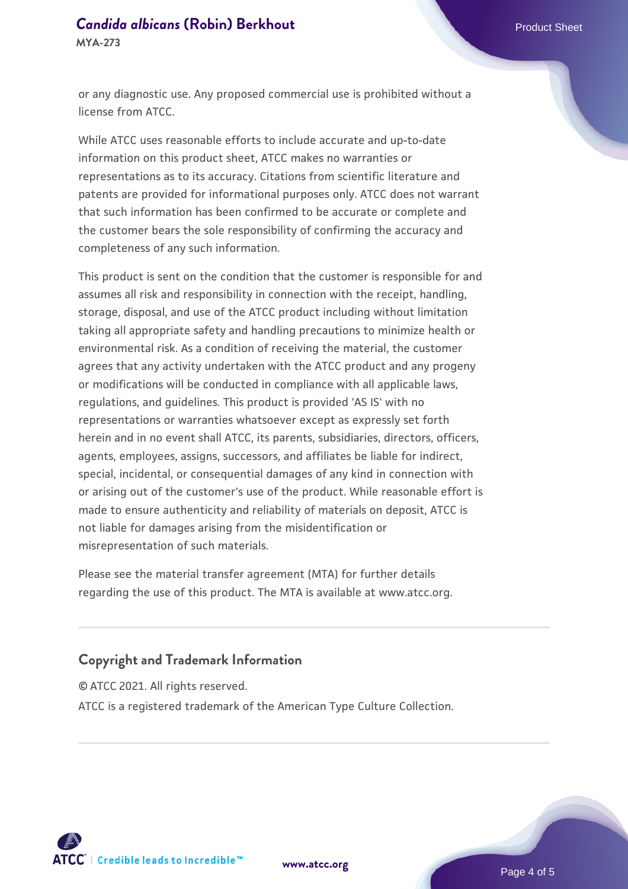or any diagnostic use. Any proposed commercial use is prohibited without a license from ATCC.

While ATCC uses reasonable efforts to include accurate and up-to-date information on this product sheet, ATCC makes no warranties or representations as to its accuracy. Citations from scientific literature and patents are provided for informational purposes only. ATCC does not warrant that such information has been confirmed to be accurate or complete and the customer bears the sole responsibility of confirming the accuracy and completeness of any such information.

This product is sent on the condition that the customer is responsible for and assumes all risk and responsibility in connection with the receipt, handling, storage, disposal, and use of the ATCC product including without limitation taking all appropriate safety and handling precautions to minimize health or environmental risk. As a condition of receiving the material, the customer agrees that any activity undertaken with the ATCC product and any progeny or modifications will be conducted in compliance with all applicable laws, regulations, and guidelines. This product is provided 'AS IS' with no representations or warranties whatsoever except as expressly set forth herein and in no event shall ATCC, its parents, subsidiaries, directors, officers, agents, employees, assigns, successors, and affiliates be liable for indirect, special, incidental, or consequential damages of any kind in connection with or arising out of the customer's use of the product. While reasonable effort is made to ensure authenticity and reliability of materials on deposit, ATCC is not liable for damages arising from the misidentification or misrepresentation of such materials.

Please see the material transfer agreement (MTA) for further details regarding the use of this product. The MTA is available at www.atcc.org.

## Copyright and Trademark Information

© ATCC 2021. All rights reserved.

ATCC is a registered trademark of the American Type Culture Collection.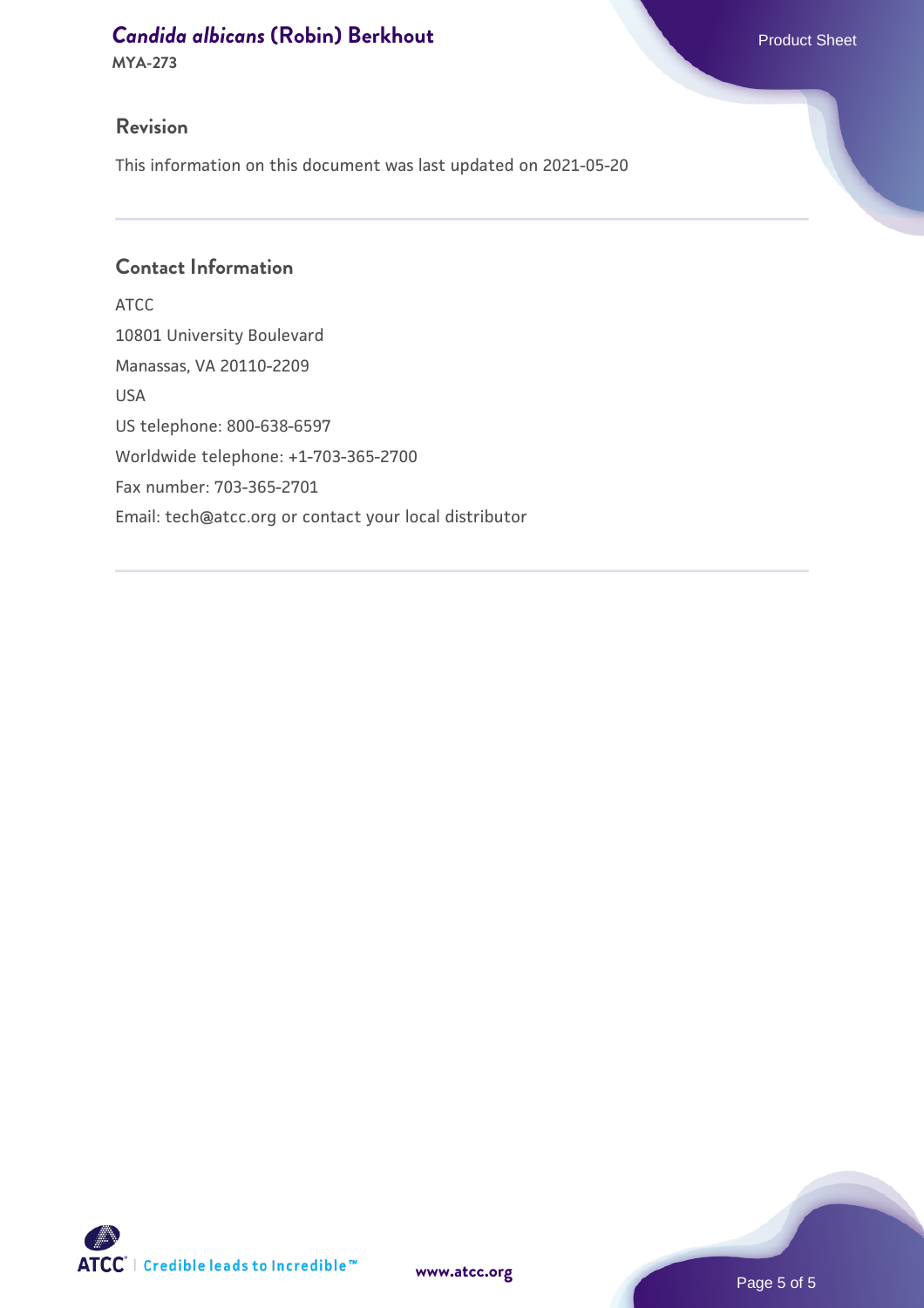## Revision

This information on this document was last updated on 2021-05-20

## Contact Information

ATCC
10801 University Boulevard
Manassas, VA 20110-2209
USA
US telephone: 800-638-6597
Worldwide telephone: +1-703-365-2700
Fax number: 703-365-2701
Email: tech@atcc.org or contact your local distributor